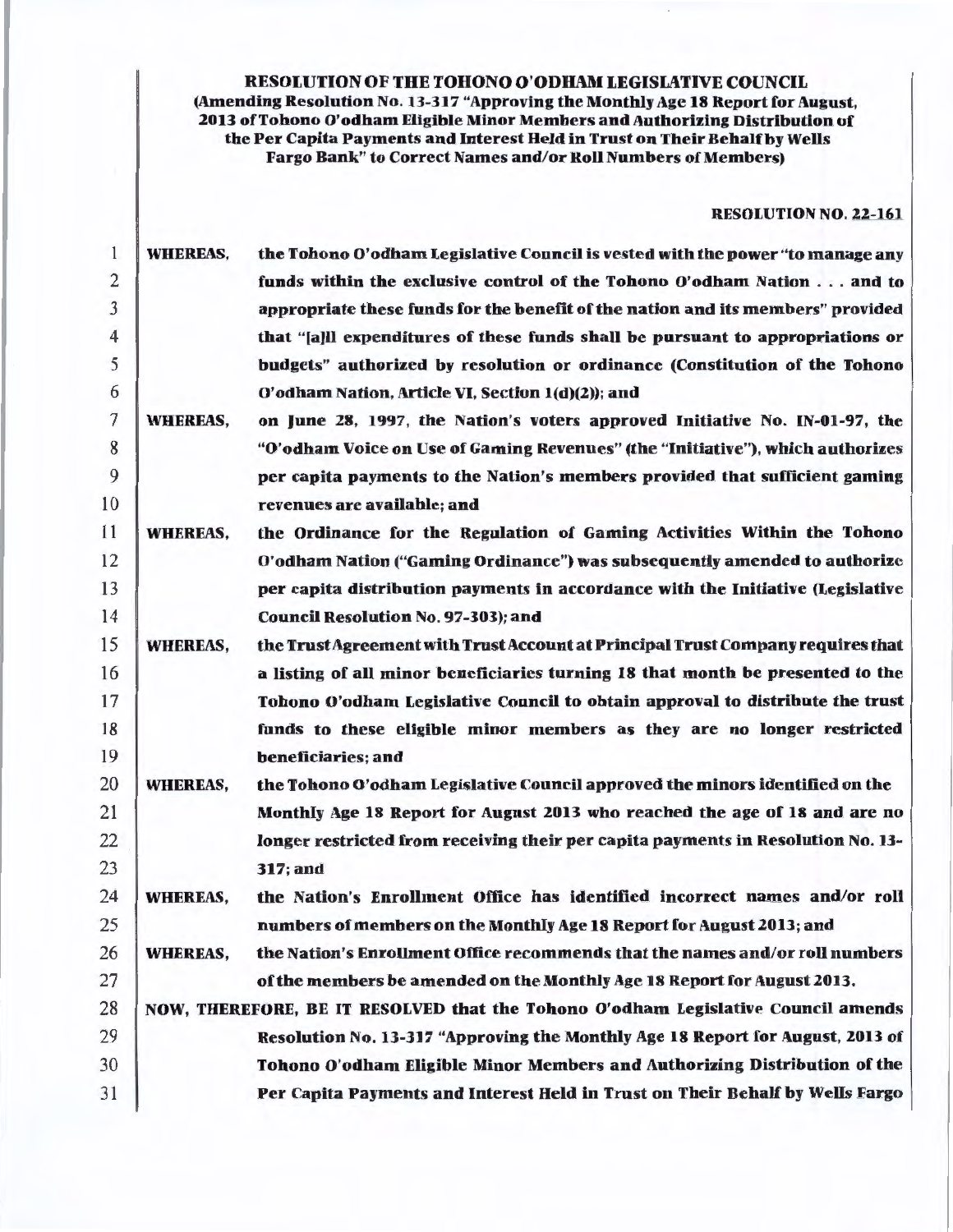**RESOLUTION OF THE TOHONO O'ODHAM LEGISLATIVE COUNCIL**
**(Amending Resolution No. 13-317 "Approving the Monthly Age 18 Report for August, 2013 of Tohono O'odham Eligible Minor Members and Authorizing Distribution of the Per Capita Payments and Interest Held in Trust on Their Behalf by Wells Fargo Bank" to Correct Names and/or Roll Numbers of Members)**

**RESOLUTION NO. 22-161**

**WHEREAS,** the Tohono O'odham Legislative Council is vested with the power "to manage any funds within the exclusive control of the Tohono O'odham Nation . . . and to appropriate these funds for the benefit of the nation and its members" provided that "[a]ll expenditures of these funds shall be pursuant to appropriations or budgets" authorized by resolution or ordinance (Constitution of the Tohono O'odham Nation, Article VI, Section 1(d)(2)); and

**WHEREAS,** on June 28, 1997, the Nation's voters approved Initiative No. IN-01-97, the "O'odham Voice on Use of Gaming Revenues" (the "Initiative"), which authorizes per capita payments to the Nation's members provided that sufficient gaming revenues are available; and

**WHEREAS,** the Ordinance for the Regulation of Gaming Activities Within the Tohono O'odham Nation ("Gaming Ordinance") was subsequently amended to authorize per capita distribution payments in accordance with the Initiative (Legislative Council Resolution No. 97-303); and

**WHEREAS,** the Trust Agreement with Trust Account at Principal Trust Company requires that a listing of all minor beneficiaries turning 18 that month be presented to the Tohono O'odham Legislative Council to obtain approval to distribute the trust funds to these eligible minor members as they are no longer restricted beneficiaries; and

**WHEREAS,** the Tohono O'odham Legislative Council approved the minors identified on the Monthly Age 18 Report for August 2013 who reached the age of 18 and are no longer restricted from receiving their per capita payments in Resolution No. 13-317; and

**WHEREAS,** the Nation's Enrollment Office has identified incorrect names and/or roll numbers of members on the Monthly Age 18 Report for August 2013; and

**WHEREAS,** the Nation's Enrollment Office recommends that the names and/or roll numbers of the members be amended on the Monthly Age 18 Report for August 2013.

**NOW, THEREFORE, BE IT RESOLVED** that the Tohono O'odham Legislative Council amends Resolution No. 13-317 "Approving the Monthly Age 18 Report for August, 2013 of Tohono O'odham Eligible Minor Members and Authorizing Distribution of the Per Capita Payments and Interest Held in Trust on Their Behalf by Wells Fargo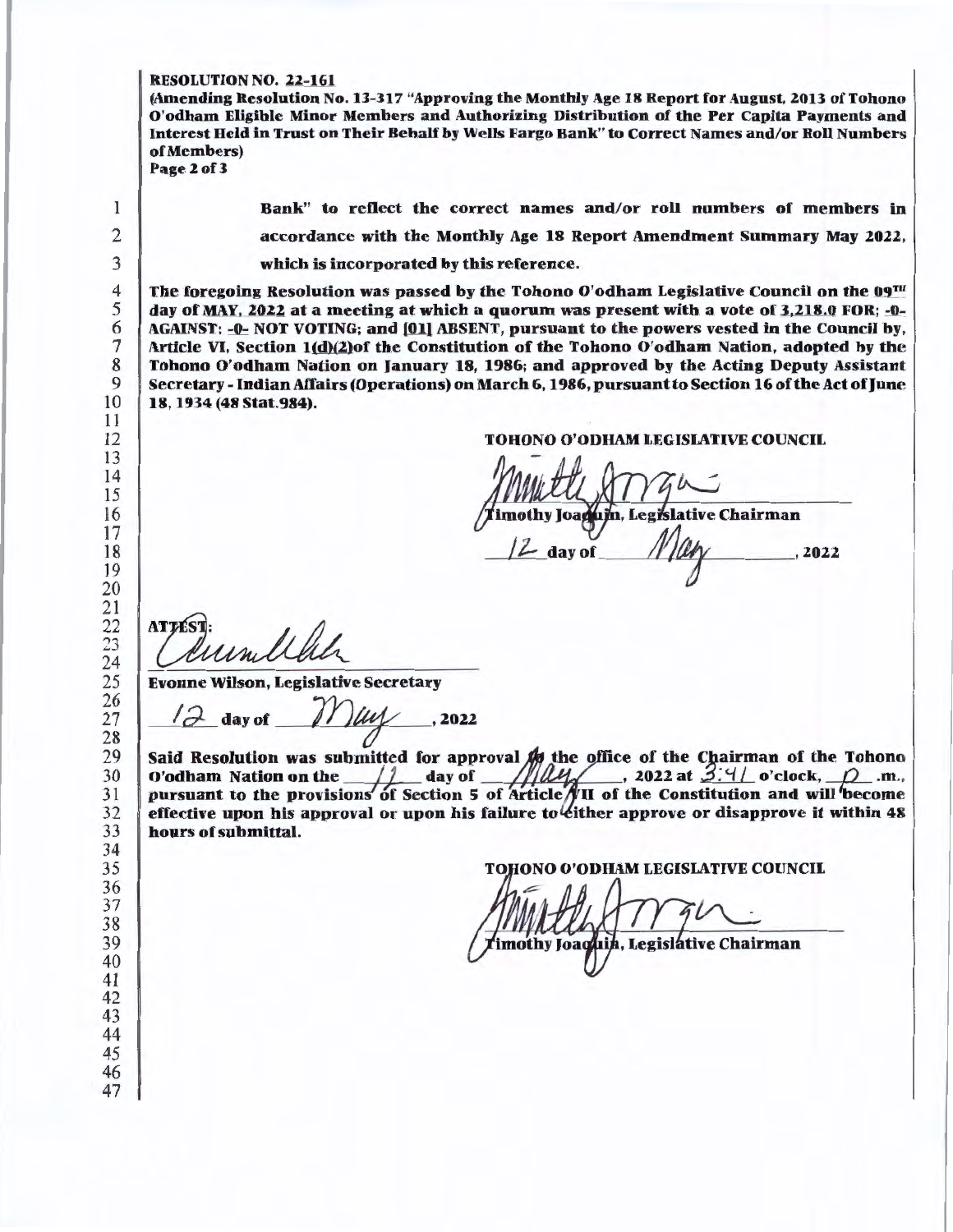**RESOLUTION NO. 22-161**
**(Amending Resolution No. 13-317 "Approving the Monthly Age 18 Report for August, 2013 of Tohono O'odham Eligible Minor Members and Authorizing Distribution of the Per Capita Payments and Interest Held in Trust on Their Behalf by Wells Fargo Bank" to Correct Names and/or Roll Numbers of Members)**

**Bank" to reflect the correct names and/or roll numbers of members in accordance with the Monthly Age 18 Report Amendment Summary May 2022, which is incorporated by this reference.**

**The foregoing Resolution was passed by the Tohono O'odham Legislative Council on the 09TH day of MAY, 2022 at a meeting at which a quorum was present with a vote of 3,218.0 FOR; -0- AGAINST; -0- NOT VOTING; and [01] ABSENT, pursuant to the powers vested in the Council by, Article VI, Section 1(d)(2)of the Constitution of the Tohono O'odham Nation, adopted by the Tohono O'odham Nation on January 18, 1986; and approved by the Acting Deputy Assistant Secretary - Indian Affairs (Operations) on March 6, 1986, pursuant to Section 16 of the Act of June 18, 1934 (48 Stat.984).**

**TOHONO O'ODHAM LEGISLATIVE COUNCIL**

**Timothy Joaquin, Legislative Chairman**

12 **day of** May **, 2022**

**ATTEST:**

**Evonne Wilson, Legislative Secretary**

12 **day of** May **, 2022**

**Said Resolution was submitted for approval to the office of the Chairman of the Tohono O'odham Nation on the** 12 **day of** May **, 2022 at** 3:41 **o'clock,** p **.m., pursuant to the provisions of Section 5 of Article VII of the Constitution and will become effective upon his approval or upon his failure to either approve or disapprove it within 48 hours of submittal.**

**TOHONO O'ODHAM LEGISLATIVE COUNCIL**

**Timothy Joaquin, Legislative Chairman**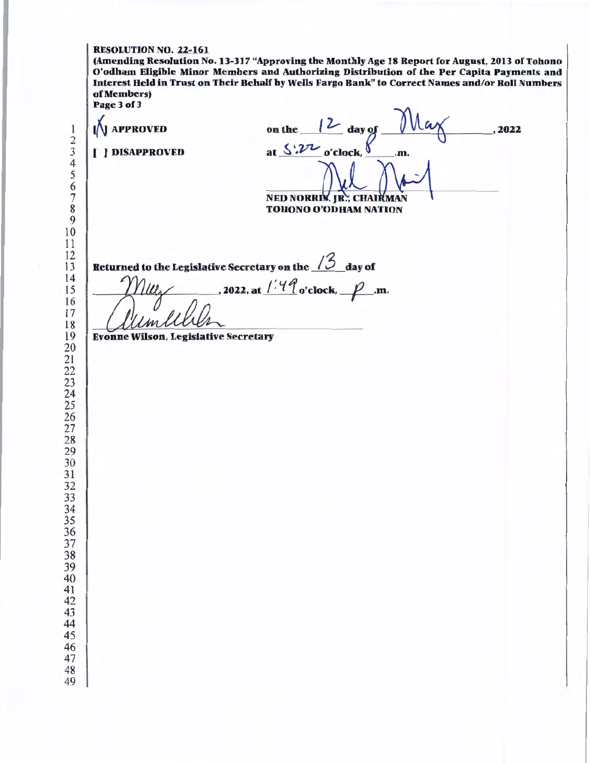**RESOLUTION NO. 22-161**

**(Amending Resolution No. 13-317 "Approving the Monthly Age 18 Report for August, 2013 of Tohono O'odham Eligible Minor Members and Authorizing Distribution of the Per Capita Payments and Interest Held in Trust on Their Behalf by Wells Fargo Bank" to Correct Names and/or Roll Numbers of Members)**

**Page 3 of 3**

[X] **APPROVED** on the 12 day of May, 2022

[ ] **DISAPPROVED** at 5:22 o'clock, p .m.

**NED NORRIS, JR., CHAIRMAN**
**TOHONO O'ODHAM NATION**

**Returned to the Legislative Secretary on the** 13 **day of** May, **2022, at** 1:49 **o'clock,** p **.m.**

**Evonne Wilson, Legislative Secretary**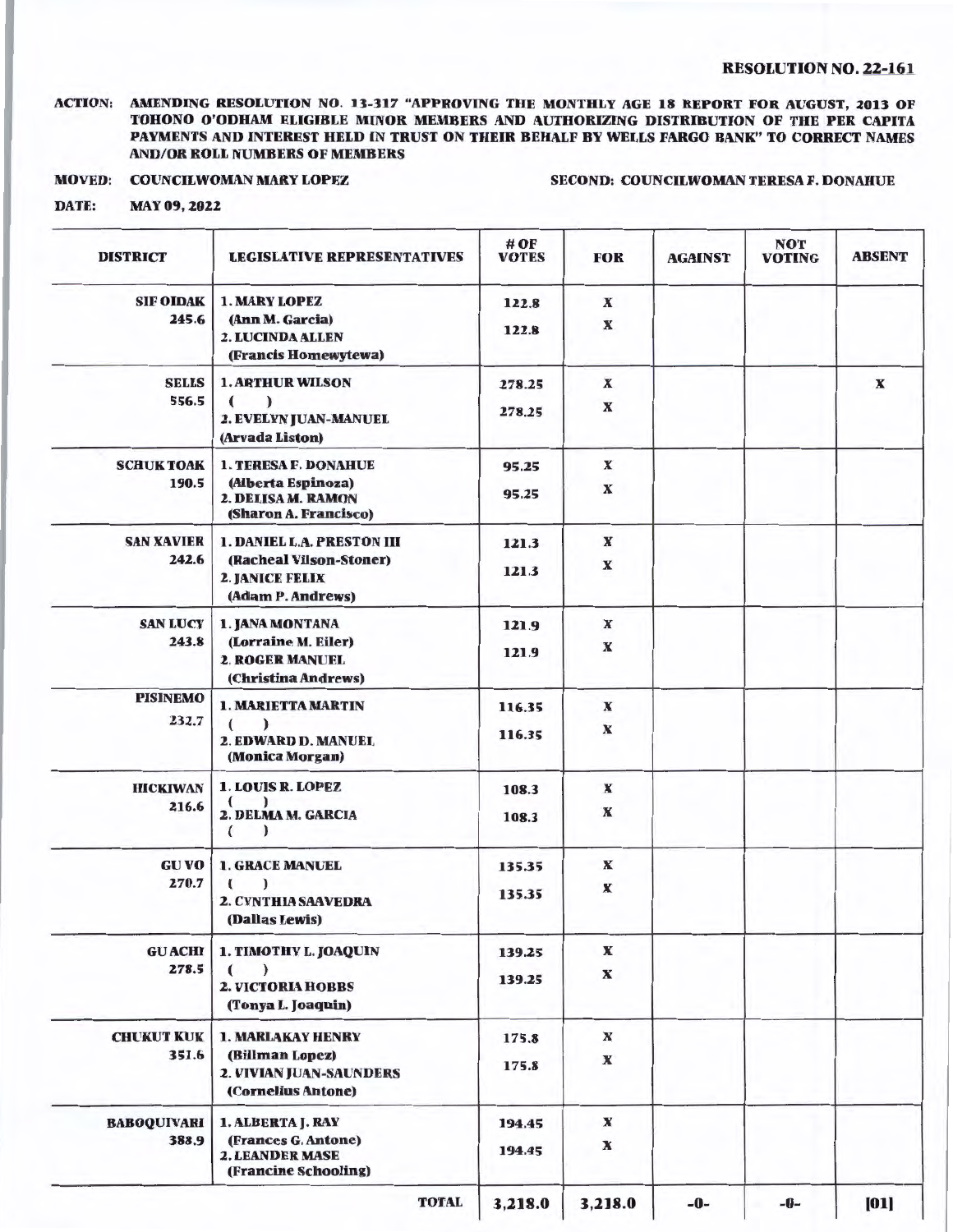**RESOLUTION NO. 22-161**

**ACTION:** AMENDING RESOLUTION NO. 13-317 "APPROVING THE MONTHLY AGE 18 REPORT FOR AUGUST, 2013 OF TOHONO O'ODHAM ELIGIBLE MINOR MEMBERS AND AUTHORIZING DISTRIBUTION OF THE PER CAPITA PAYMENTS AND INTEREST HELD IN TRUST ON THEIR BEHALF BY WELLS FARGO BANK" TO CORRECT NAMES AND/OR ROLL NUMBERS OF MEMBERS

**MOVED:** COUNCILWOMAN MARY LOPEZ **SECOND:** COUNCILWOMAN TERESA F. DONAHUE

**DATE:** MAY 09, 2022

| DISTRICT | LEGISLATIVE REPRESENTATIVES | # OF VOTES | FOR | AGAINST | NOT VOTING | ABSENT |
|---|---|---|---|---|---|---|
| SIF OIDAK 245.6 | 1. MARY LOPEZ (Ann M. Garcia) | 122.8 | X | | | |
| | 2. LUCINDA ALLEN (Francis Homewytewa) | 122.8 | X | | | |
| SELLS 556.5 | 1. ARTHUR WILSON ( ) | 278.25 | X | | | X |
| | 2. EVELYN JUAN-MANUEL (Arvada Liston) | 278.25 | X | | | |
| SCHUK TOAK 190.5 | 1. TERESA F. DONAHUE (Alberta Espinoza) | 95.25 | X | | | |
| | 2. DELISA M. RAMON (Sharon A. Francisco) | 95.25 | X | | | |
| SAN XAVIER 242.6 | 1. DANIEL L.A. PRESTON III (Racheal Vilson-Stoner) | 121.3 | X | | | |
| | 2. JANICE FELIX (Adam P. Andrews) | 121.3 | X | | | |
| SAN LUCY 243.8 | 1. JANA MONTANA (Lorraine M. Eiler) | 121.9 | X | | | |
| | 2. ROGER MANUEL (Christina Andrews) | 121.9 | X | | | |
| PISINEMO 232.7 | 1. MARIETTA MARTIN ( ) | 116.35 | X | | | |
| | 2. EDWARD D. MANUEL (Monica Morgan) | 116.35 | X | | | |
| HICKIWAN 216.6 | 1. LOUIS R. LOPEZ ( ) | 108.3 | X | | | |
| | 2. DELMA M. GARCIA ( ) | 108.3 | X | | | |
| GU VO 270.7 | 1. GRACE MANUEL ( ) | 135.35 | X | | | |
| | 2. CYNTHIA SAAVEDRA (Dallas Lewis) | 135.35 | X | | | |
| GU ACHI 278.5 | 1. TIMOTHY L. JOAQUIN ( ) | 139.25 | X | | | |
| | 2. VICTORIA HOBBS (Tonya L. Joaquin) | 139.25 | X | | | |
| CHUKUT KUK 351.6 | 1. MARLAKAY HENRY (Billman Lopez) | 175.8 | X | | | |
| | 2. VIVIAN JUAN-SAUNDERS (Cornelius Antone) | 175.8 | X | | | |
| BABOQUIVARI 388.9 | 1. ALBERTA J. RAY (Frances G. Antone) | 194.45 | X | | | |
| | 2. LEANDER MASE (Francine Schooling) | 194.45 | X | | | |
| | TOTAL | 3,218.0 | 3,218.0 | -0- | -0- | [01] |